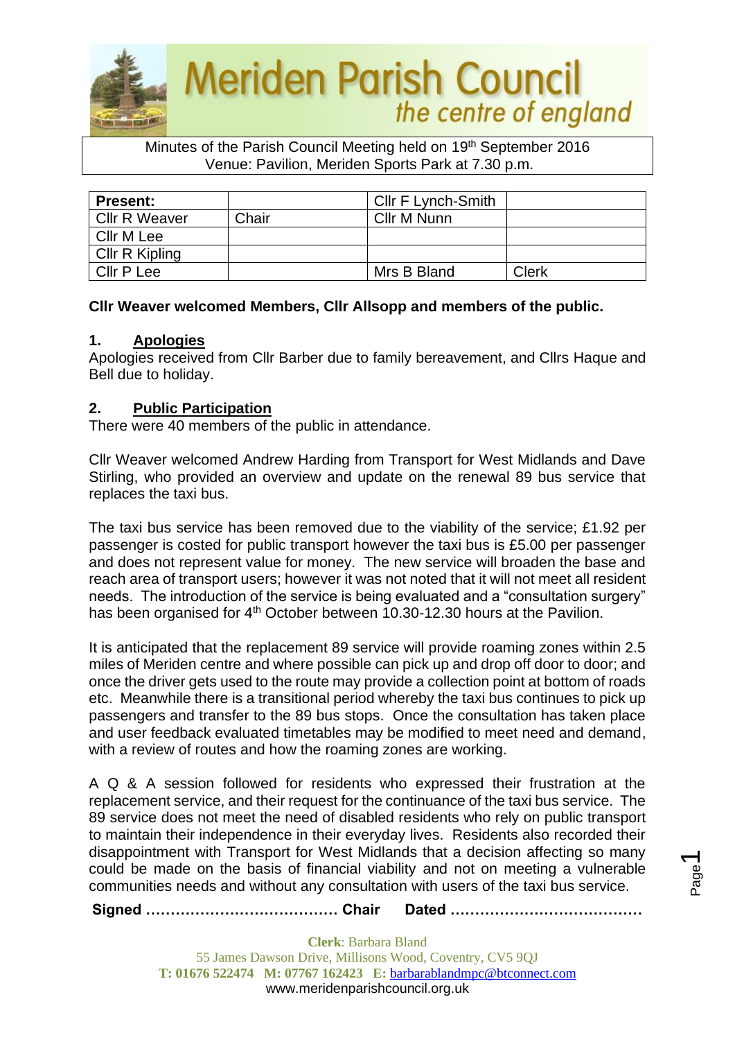# Meriden Parish Council
*the centre of england*

Minutes of the Parish Council Meeting held on 19th September 2016
Venue: Pavilion, Meriden Sports Park at 7.30 p.m.

| Present: | | Cllr F Lynch-Smith | |
|---|---|---|---|
| Cllr R Weaver | Chair | Cllr M Nunn | |
| Cllr M Lee | | | |
| Cllr R Kipling | | | |
| Cllr P Lee | | Mrs B Bland | Clerk |

**Cllr Weaver welcomed Members, Cllr Allsopp and members of the public.**

## 1. Apologies

Apologies received from Cllr Barber due to family bereavement, and Cllrs Haque and Bell due to holiday.

## 2. Public Participation

There were 40 members of the public in attendance.

Cllr Weaver welcomed Andrew Harding from Transport for West Midlands and Dave Stirling, who provided an overview and update on the renewal 89 bus service that replaces the taxi bus.

The taxi bus service has been removed due to the viability of the service; £1.92 per passenger is costed for public transport however the taxi bus is £5.00 per passenger and does not represent value for money. The new service will broaden the base and reach area of transport users; however it was not noted that it will not meet all resident needs. The introduction of the service is being evaluated and a "consultation surgery" has been organised for 4th October between 10.30-12.30 hours at the Pavilion.

It is anticipated that the replacement 89 service will provide roaming zones within 2.5 miles of Meriden centre and where possible can pick up and drop off door to door; and once the driver gets used to the route may provide a collection point at bottom of roads etc. Meanwhile there is a transitional period whereby the taxi bus continues to pick up passengers and transfer to the 89 bus stops. Once the consultation has taken place and user feedback evaluated timetables may be modified to meet need and demand, with a review of routes and how the roaming zones are working.

A Q & A session followed for residents who expressed their frustration at the replacement service, and their request for the continuance of the taxi bus service. The 89 service does not meet the need of disabled residents who rely on public transport to maintain their independence in their everyday lives. Residents also recorded their disappointment with Transport for West Midlands that a decision affecting so many could be made on the basis of financial viability and not on meeting a vulnerable communities needs and without any consultation with users of the taxi bus service.

**Signed ………………………………… Chair Dated …………………………………**

**Clerk**: Barbara Bland
55 James Dawson Drive, Millisons Wood, Coventry, CV5 9QJ
**T: 01676 522474 M: 07767 162423 E:** barbarablandmpc@btconnect.com
www.meridenparishcouncil.org.uk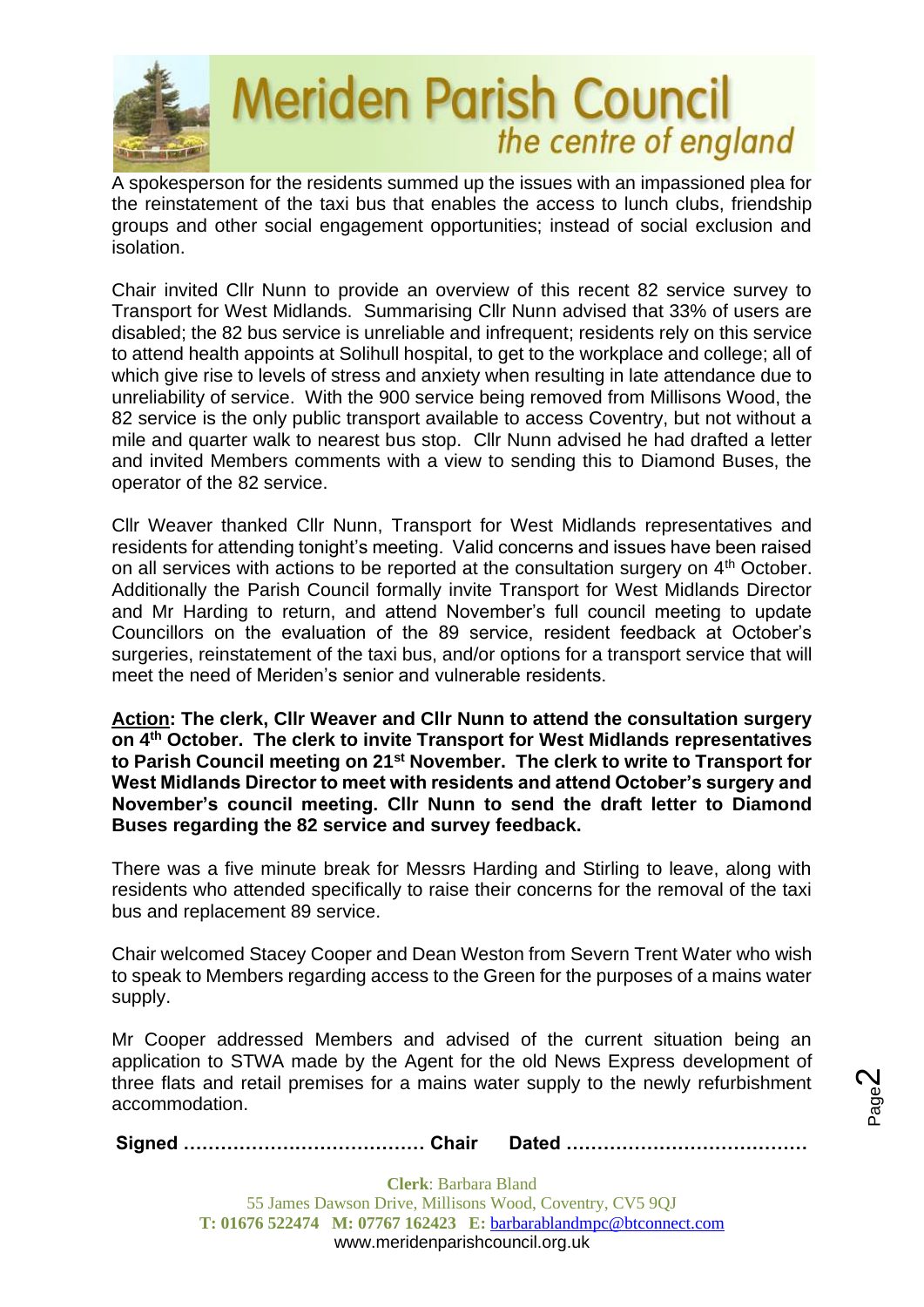A spokesperson for the residents summed up the issues with an impassioned plea for the reinstatement of the taxi bus that enables the access to lunch clubs, friendship groups and other social engagement opportunities; instead of social exclusion and isolation.

Chair invited Cllr Nunn to provide an overview of this recent 82 service survey to Transport for West Midlands. Summarising Cllr Nunn advised that 33% of users are disabled; the 82 bus service is unreliable and infrequent; residents rely on this service to attend health appoints at Solihull hospital, to get to the workplace and college; all of which give rise to levels of stress and anxiety when resulting in late attendance due to unreliability of service. With the 900 service being removed from Millisons Wood, the 82 service is the only public transport available to access Coventry, but not without a mile and quarter walk to nearest bus stop. Cllr Nunn advised he had drafted a letter and invited Members comments with a view to sending this to Diamond Buses, the operator of the 82 service.

Cllr Weaver thanked Cllr Nunn, Transport for West Midlands representatives and residents for attending tonight's meeting. Valid concerns and issues have been raised on all services with actions to be reported at the consultation surgery on 4th October. Additionally the Parish Council formally invite Transport for West Midlands Director and Mr Harding to return, and attend November's full council meeting to update Councillors on the evaluation of the 89 service, resident feedback at October's surgeries, reinstatement of the taxi bus, and/or options for a transport service that will meet the need of Meriden's senior and vulnerable residents.

**Action: The clerk, Cllr Weaver and Cllr Nunn to attend the consultation surgery on 4th October. The clerk to invite Transport for West Midlands representatives to Parish Council meeting on 21st November. The clerk to write to Transport for West Midlands Director to meet with residents and attend October's surgery and November's council meeting. Cllr Nunn to send the draft letter to Diamond Buses regarding the 82 service and survey feedback.**

There was a five minute break for Messrs Harding and Stirling to leave, along with residents who attended specifically to raise their concerns for the removal of the taxi bus and replacement 89 service.

Chair welcomed Stacey Cooper and Dean Weston from Severn Trent Water who wish to speak to Members regarding access to the Green for the purposes of a mains water supply.

Mr Cooper addressed Members and advised of the current situation being an application to STWA made by the Agent for the old News Express development of three flats and retail premises for a mains water supply to the newly refurbishment accommodation.

**Signed ………………………………… Chair Dated …………………………………**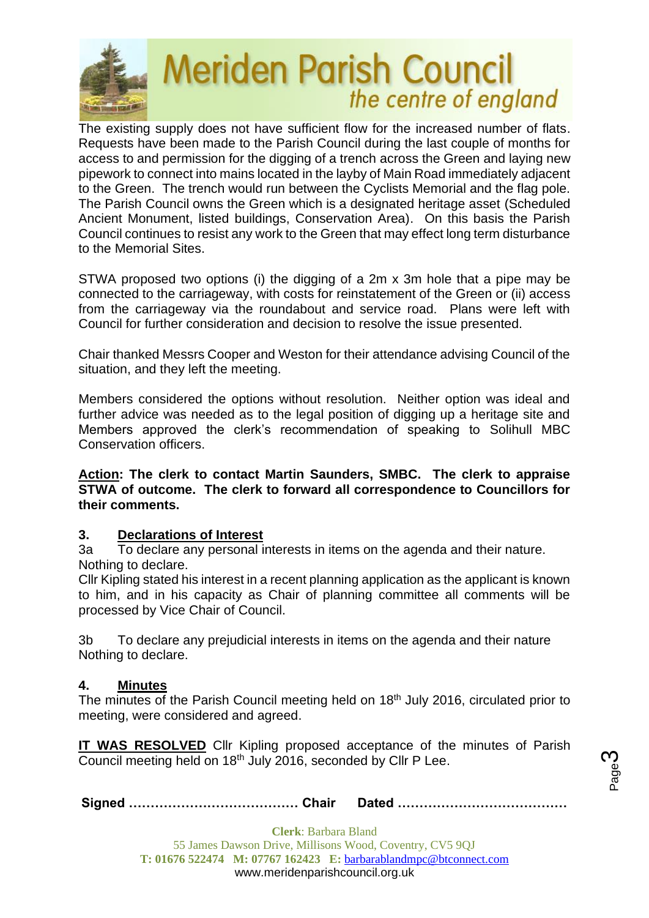The existing supply does not have sufficient flow for the increased number of flats. Requests have been made to the Parish Council during the last couple of months for access to and permission for the digging of a trench across the Green and laying new pipework to connect into mains located in the layby of Main Road immediately adjacent to the Green. The trench would run between the Cyclists Memorial and the flag pole. The Parish Council owns the Green which is a designated heritage asset (Scheduled Ancient Monument, listed buildings, Conservation Area). On this basis the Parish Council continues to resist any work to the Green that may effect long term disturbance to the Memorial Sites.

STWA proposed two options (i) the digging of a 2m x 3m hole that a pipe may be connected to the carriageway, with costs for reinstatement of the Green or (ii) access from the carriageway via the roundabout and service road. Plans were left with Council for further consideration and decision to resolve the issue presented.

Chair thanked Messrs Cooper and Weston for their attendance advising Council of the situation, and they left the meeting.

Members considered the options without resolution. Neither option was ideal and further advice was needed as to the legal position of digging up a heritage site and Members approved the clerk's recommendation of speaking to Solihull MBC Conservation officers.

**Action: The clerk to contact Martin Saunders, SMBC. The clerk to appraise STWA of outcome. The clerk to forward all correspondence to Councillors for their comments.**

## 3. Declarations of Interest

3a To declare any personal interests in items on the agenda and their nature.
Nothing to declare.
Cllr Kipling stated his interest in a recent planning application as the applicant is known to him, and in his capacity as Chair of planning committee all comments will be processed by Vice Chair of Council.

3b To declare any prejudicial interests in items on the agenda and their nature
Nothing to declare.

## 4. Minutes

The minutes of the Parish Council meeting held on 18th July 2016, circulated prior to meeting, were considered and agreed.

**IT WAS RESOLVED** Cllr Kipling proposed acceptance of the minutes of Parish Council meeting held on 18th July 2016, seconded by Cllr P Lee.

**Signed ………………………………… Chair Dated …………………………………**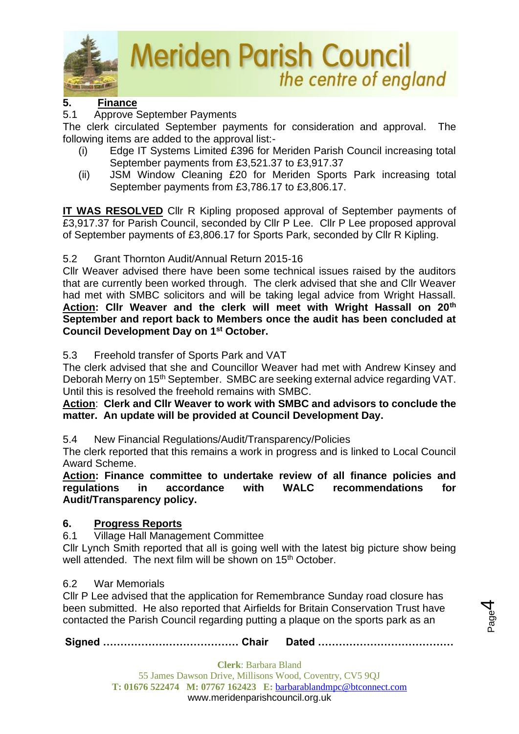## 5. Finance

5.1 Approve September Payments

The clerk circulated September payments for consideration and approval. The following items are added to the approval list:-

- (i) Edge IT Systems Limited £396 for Meriden Parish Council increasing total September payments from £3,521.37 to £3,917.37
- (ii) JSM Window Cleaning £20 for Meriden Sports Park increasing total September payments from £3,786.17 to £3,806.17.

**IT WAS RESOLVED** Cllr R Kipling proposed approval of September payments of £3,917.37 for Parish Council, seconded by Cllr P Lee. Cllr P Lee proposed approval of September payments of £3,806.17 for Sports Park, seconded by Cllr R Kipling.

5.2 Grant Thornton Audit/Annual Return 2015-16

Cllr Weaver advised there have been some technical issues raised by the auditors that are currently been worked through. The clerk advised that she and Cllr Weaver had met with SMBC solicitors and will be taking legal advice from Wright Hassall. **Action: Cllr Weaver and the clerk will meet with Wright Hassall on 20th September and report back to Members once the audit has been concluded at Council Development Day on 1st October.**

5.3 Freehold transfer of Sports Park and VAT

The clerk advised that she and Councillor Weaver had met with Andrew Kinsey and Deborah Merry on 15th September. SMBC are seeking external advice regarding VAT. Until this is resolved the freehold remains with SMBC.

**Action: Clerk and Cllr Weaver to work with SMBC and advisors to conclude the matter. An update will be provided at Council Development Day.**

5.4 New Financial Regulations/Audit/Transparency/Policies

The clerk reported that this remains a work in progress and is linked to Local Council Award Scheme.

**Action: Finance committee to undertake review of all finance policies and regulations in accordance with WALC recommendations for Audit/Transparency policy.**

## 6. Progress Reports

6.1 Village Hall Management Committee

Cllr Lynch Smith reported that all is going well with the latest big picture show being well attended. The next film will be shown on 15th October.

6.2 War Memorials

Cllr P Lee advised that the application for Remembrance Sunday road closure has been submitted. He also reported that Airfields for Britain Conservation Trust have contacted the Parish Council regarding putting a plaque on the sports park as an

**Signed ………………………………… Chair Dated …………………………………**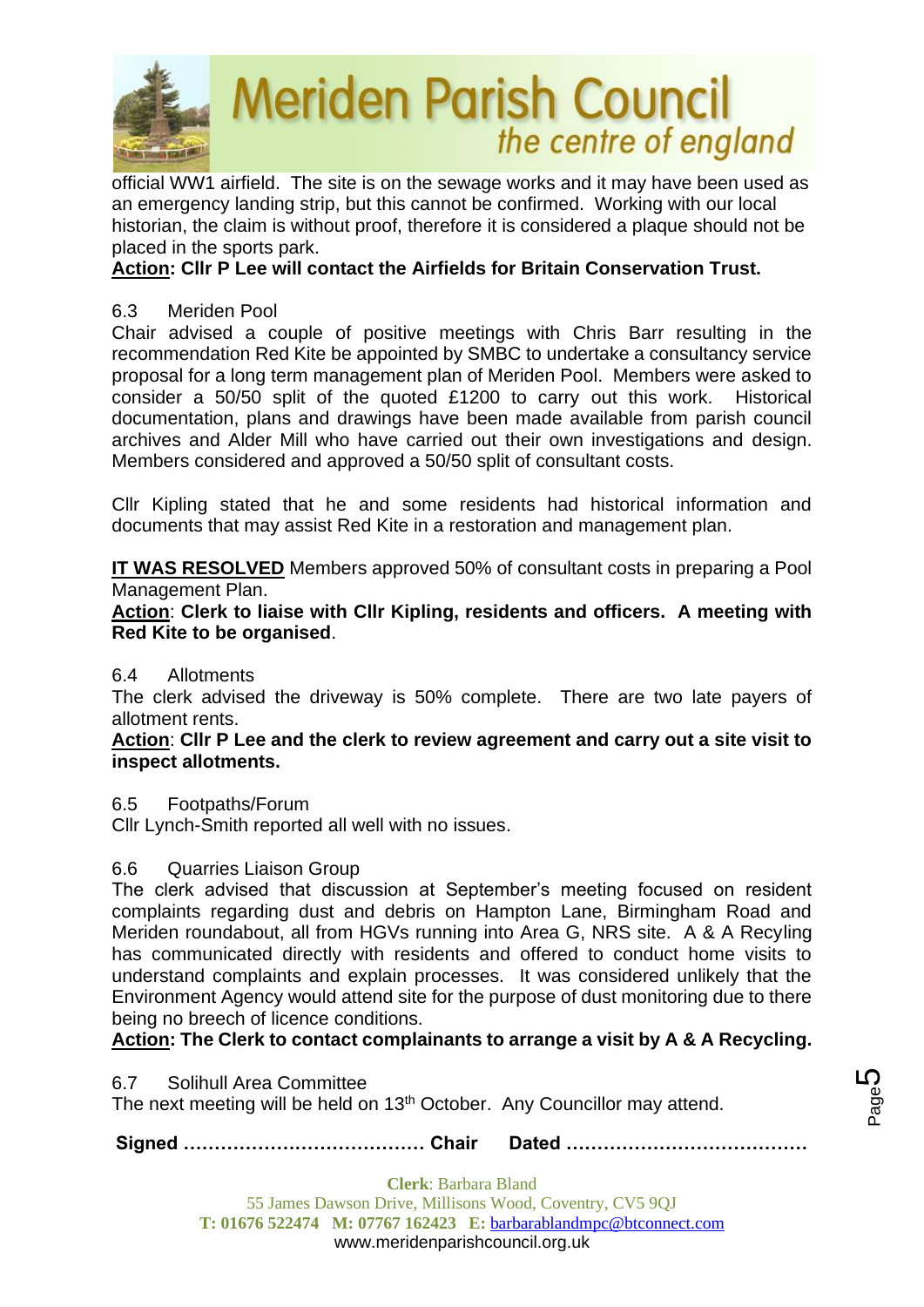official WW1 airfield. The site is on the sewage works and it may have been used as an emergency landing strip, but this cannot be confirmed. Working with our local historian, the claim is without proof, therefore it is considered a plaque should not be placed in the sports park.

**Action: Cllr P Lee will contact the Airfields for Britain Conservation Trust.**

6.3 Meriden Pool

Chair advised a couple of positive meetings with Chris Barr resulting in the recommendation Red Kite be appointed by SMBC to undertake a consultancy service proposal for a long term management plan of Meriden Pool. Members were asked to consider a 50/50 split of the quoted £1200 to carry out this work. Historical documentation, plans and drawings have been made available from parish council archives and Alder Mill who have carried out their own investigations and design. Members considered and approved a 50/50 split of consultant costs.

Cllr Kipling stated that he and some residents had historical information and documents that may assist Red Kite in a restoration and management plan.

**IT WAS RESOLVED** Members approved 50% of consultant costs in preparing a Pool Management Plan.

**Action**: **Clerk to liaise with Cllr Kipling, residents and officers. A meeting with Red Kite to be organised**.

6.4 Allotments

The clerk advised the driveway is 50% complete. There are two late payers of allotment rents.

**Action**: **Cllr P Lee and the clerk to review agreement and carry out a site visit to inspect allotments.**

6.5 Footpaths/Forum

Cllr Lynch-Smith reported all well with no issues.

6.6 Quarries Liaison Group

The clerk advised that discussion at September's meeting focused on resident complaints regarding dust and debris on Hampton Lane, Birmingham Road and Meriden roundabout, all from HGVs running into Area G, NRS site. A & A Recyling has communicated directly with residents and offered to conduct home visits to understand complaints and explain processes. It was considered unlikely that the Environment Agency would attend site for the purpose of dust monitoring due to there being no breech of licence conditions.

**Action: The Clerk to contact complainants to arrange a visit by A & A Recycling.**

6.7 Solihull Area Committee

The next meeting will be held on 13th October. Any Councillor may attend.

**Signed ………………………………… Chair Dated …………………………………**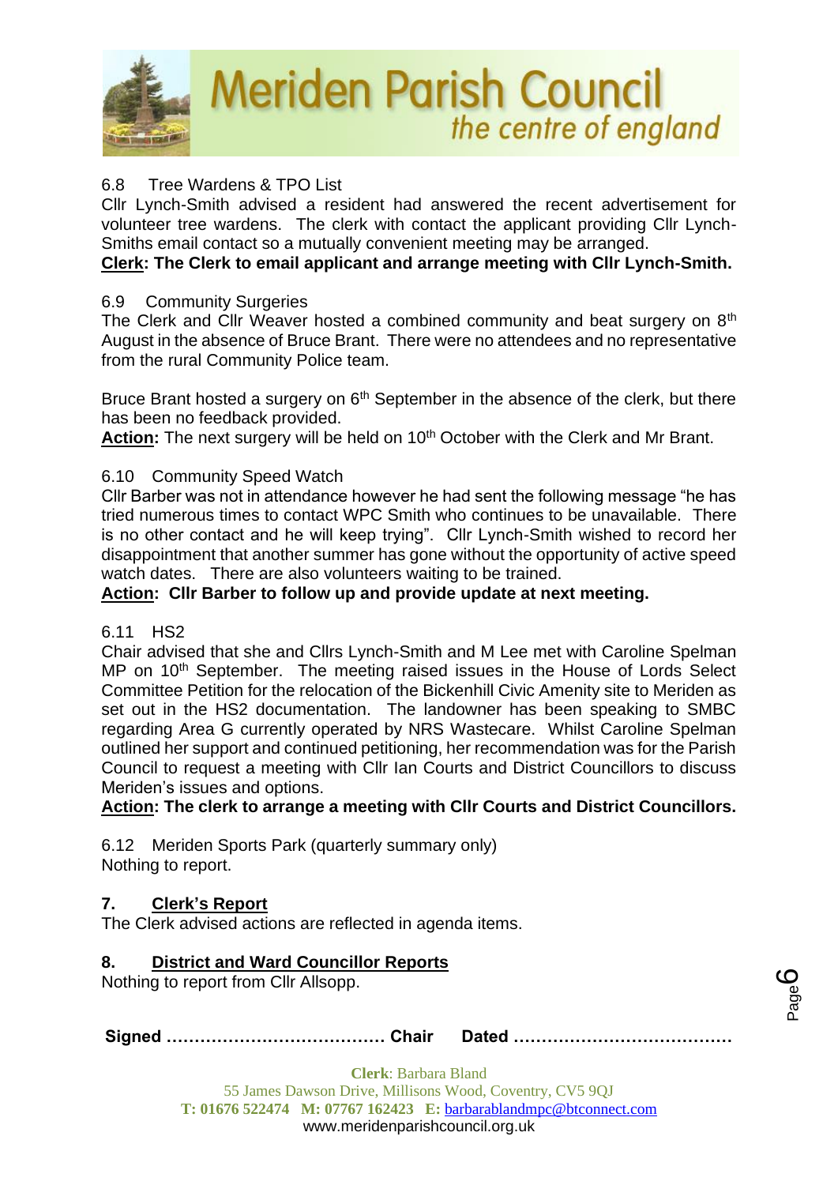6.8 Tree Wardens & TPO List

Cllr Lynch-Smith advised a resident had answered the recent advertisement for volunteer tree wardens. The clerk with contact the applicant providing Cllr Lynch-Smiths email contact so a mutually convenient meeting may be arranged.

**<u>Clerk</u>: The Clerk to email applicant and arrange meeting with Cllr Lynch-Smith.**

6.9 Community Surgeries

The Clerk and Cllr Weaver hosted a combined community and beat surgery on 8th August in the absence of Bruce Brant. There were no attendees and no representative from the rural Community Police team.

Bruce Brant hosted a surgery on 6th September in the absence of the clerk, but there has been no feedback provided.

**<u>Action</u>:** The next surgery will be held on 10th October with the Clerk and Mr Brant.

6.10 Community Speed Watch

Cllr Barber was not in attendance however he had sent the following message "he has tried numerous times to contact WPC Smith who continues to be unavailable. There is no other contact and he will keep trying". Cllr Lynch-Smith wished to record her disappointment that another summer has gone without the opportunity of active speed watch dates. There are also volunteers waiting to be trained.

**<u>Action</u>: Cllr Barber to follow up and provide update at next meeting.**

6.11 HS2

Chair advised that she and Cllrs Lynch-Smith and M Lee met with Caroline Spelman MP on 10th September. The meeting raised issues in the House of Lords Select Committee Petition for the relocation of the Bickenhill Civic Amenity site to Meriden as set out in the HS2 documentation. The landowner has been speaking to SMBC regarding Area G currently operated by NRS Wastecare. Whilst Caroline Spelman outlined her support and continued petitioning, her recommendation was for the Parish Council to request a meeting with Cllr Ian Courts and District Councillors to discuss Meriden's issues and options.

**<u>Action</u>: The clerk to arrange a meeting with Cllr Courts and District Councillors.**

6.12 Meriden Sports Park (quarterly summary only)

Nothing to report.

## 7. <u>Clerk's Report</u>

The Clerk advised actions are reflected in agenda items.

## 8. <u>District and Ward Councillor Reports</u>

Nothing to report from Cllr Allsopp.

**Signed ………………………………… Chair Dated …………………………………**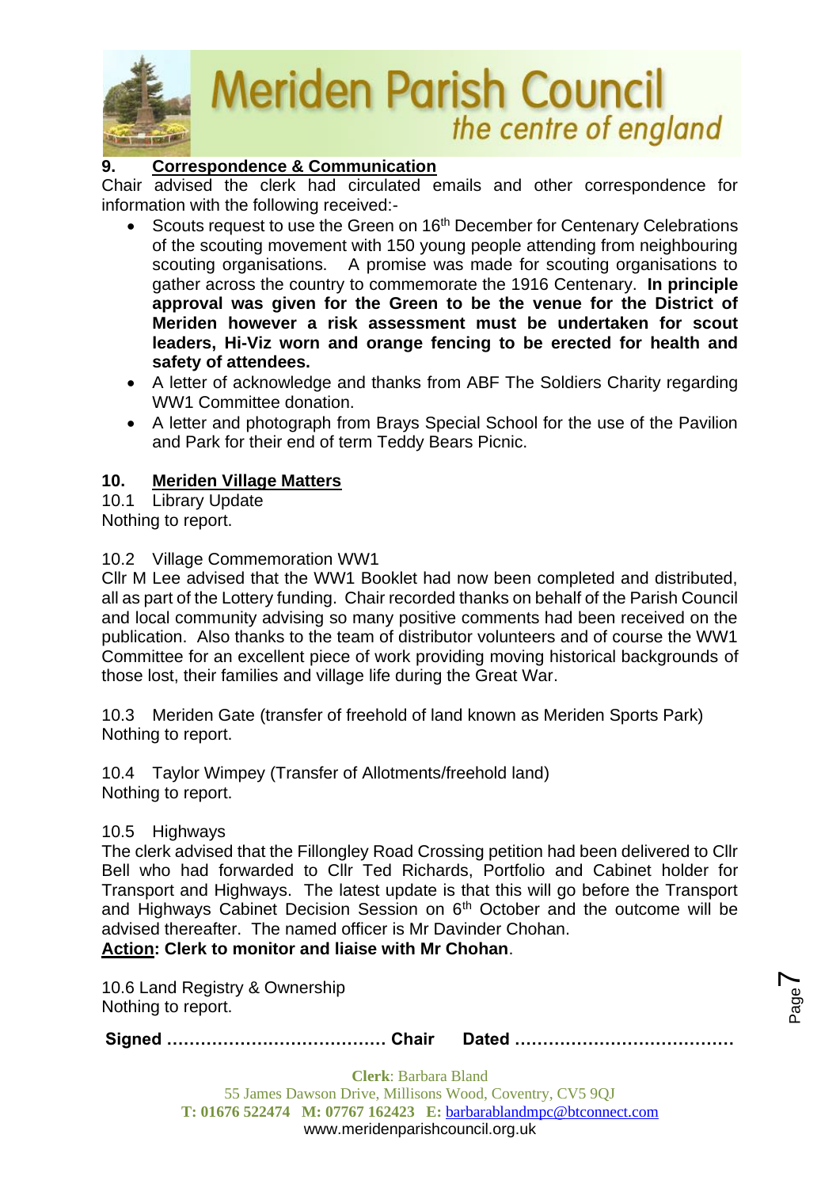## 9. Correspondence & Communication

Chair advised the clerk had circulated emails and other correspondence for information with the following received:-

- Scouts request to use the Green on 16th December for Centenary Celebrations of the scouting movement with 150 young people attending from neighbouring scouting organisations. A promise was made for scouting organisations to gather across the country to commemorate the 1916 Centenary. **In principle approval was given for the Green to be the venue for the District of Meriden however a risk assessment must be undertaken for scout leaders, Hi-Viz worn and orange fencing to be erected for health and safety of attendees.**
- A letter of acknowledge and thanks from ABF The Soldiers Charity regarding WW1 Committee donation.
- A letter and photograph from Brays Special School for the use of the Pavilion and Park for their end of term Teddy Bears Picnic.

## 10. Meriden Village Matters

10.1 Library Update

Nothing to report.

10.2 Village Commemoration WW1

Cllr M Lee advised that the WW1 Booklet had now been completed and distributed, all as part of the Lottery funding. Chair recorded thanks on behalf of the Parish Council and local community advising so many positive comments had been received on the publication. Also thanks to the team of distributor volunteers and of course the WW1 Committee for an excellent piece of work providing moving historical backgrounds of those lost, their families and village life during the Great War.

10.3 Meriden Gate (transfer of freehold of land known as Meriden Sports Park)

Nothing to report.

10.4 Taylor Wimpey (Transfer of Allotments/freehold land)

Nothing to report.

10.5 Highways

The clerk advised that the Fillongley Road Crossing petition had been delivered to Cllr Bell who had forwarded to Cllr Ted Richards, Portfolio and Cabinet holder for Transport and Highways. The latest update is that this will go before the Transport and Highways Cabinet Decision Session on 6th October and the outcome will be advised thereafter. The named officer is Mr Davinder Chohan.

**Action: Clerk to monitor and liaise with Mr Chohan**.

10.6 Land Registry & Ownership

Nothing to report.

**Signed ………………………………… Chair Dated …………………………………**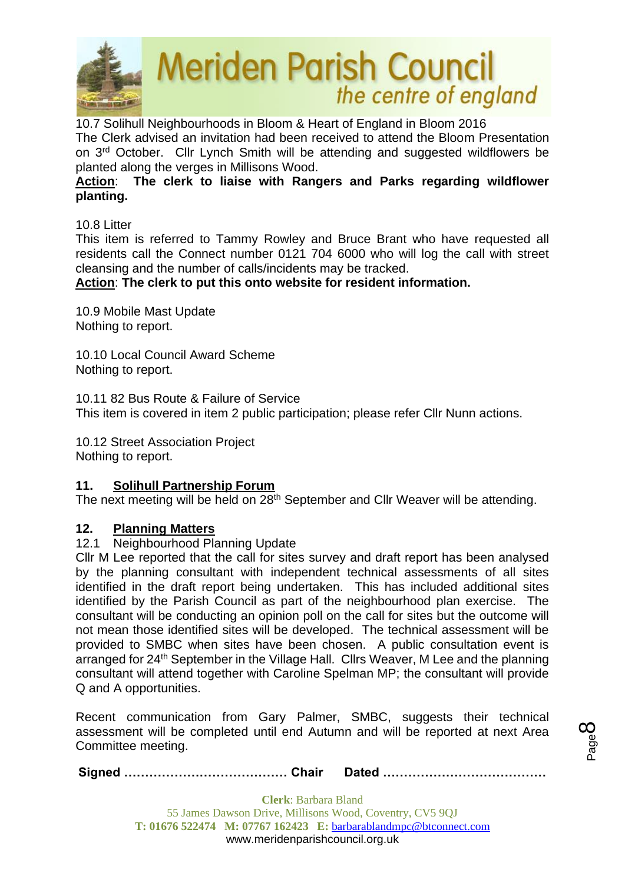10.7 Solihull Neighbourhoods in Bloom & Heart of England in Bloom 2016

The Clerk advised an invitation had been received to attend the Bloom Presentation on 3rd October. Cllr Lynch Smith will be attending and suggested wildflowers be planted along the verges in Millisons Wood.

**Action**: **The clerk to liaise with Rangers and Parks regarding wildflower planting.**

10.8 Litter

This item is referred to Tammy Rowley and Bruce Brant who have requested all residents call the Connect number 0121 704 6000 who will log the call with street cleansing and the number of calls/incidents may be tracked.

**Action**: **The clerk to put this onto website for resident information.**

10.9 Mobile Mast Update

Nothing to report.

10.10 Local Council Award Scheme

Nothing to report.

10.11 82 Bus Route & Failure of Service

This item is covered in item 2 public participation; please refer Cllr Nunn actions.

10.12 Street Association Project

Nothing to report.

## 11. Solihull Partnership Forum

The next meeting will be held on 28th September and Cllr Weaver will be attending.

## 12. Planning Matters

12.1 Neighbourhood Planning Update

Cllr M Lee reported that the call for sites survey and draft report has been analysed by the planning consultant with independent technical assessments of all sites identified in the draft report being undertaken. This has included additional sites identified by the Parish Council as part of the neighbourhood plan exercise. The consultant will be conducting an opinion poll on the call for sites but the outcome will not mean those identified sites will be developed. The technical assessment will be provided to SMBC when sites have been chosen. A public consultation event is arranged for 24th September in the Village Hall. Cllrs Weaver, M Lee and the planning consultant will attend together with Caroline Spelman MP; the consultant will provide Q and A opportunities.

Recent communication from Gary Palmer, SMBC, suggests their technical assessment will be completed until end Autumn and will be reported at next Area Committee meeting.

**Signed ………………………………… Chair Dated …………………………………**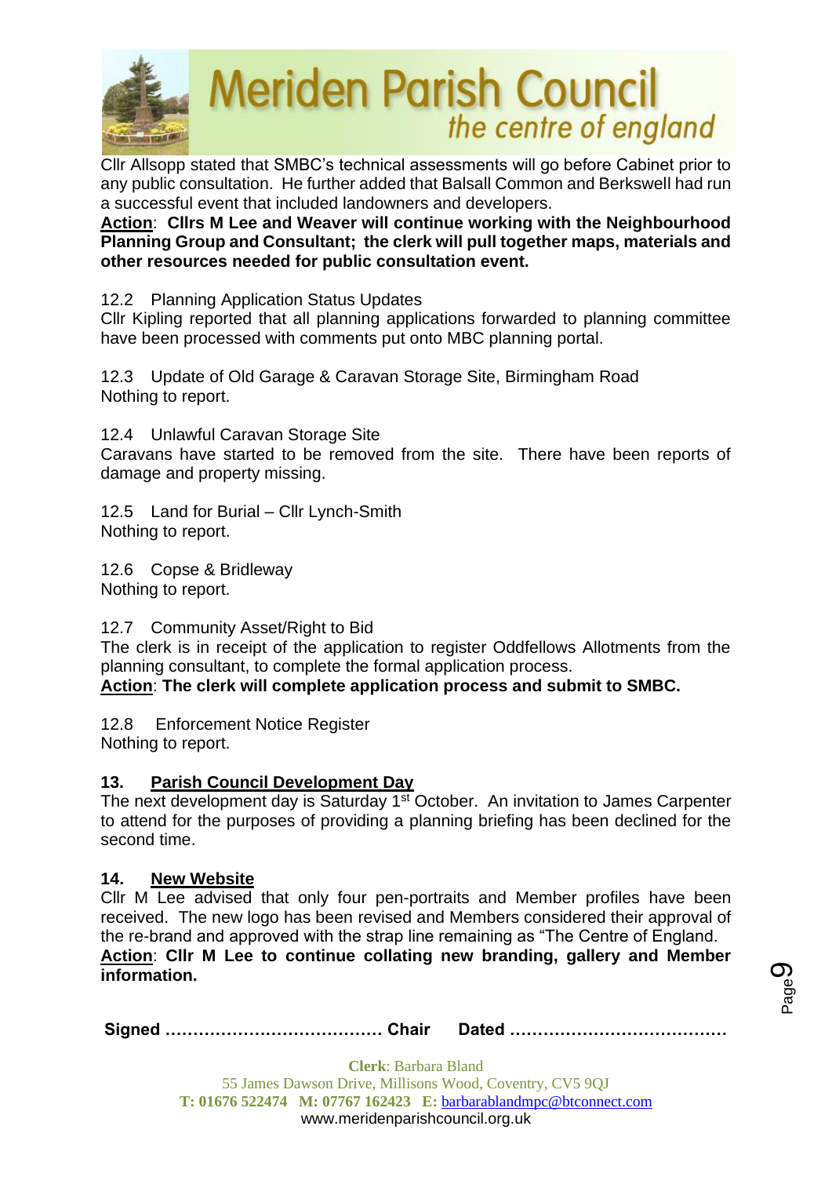Cllr Allsopp stated that SMBC's technical assessments will go before Cabinet prior to any public consultation. He further added that Balsall Common and Berkswell had run a successful event that included landowners and developers.

**Action**: **Cllrs M Lee and Weaver will continue working with the Neighbourhood Planning Group and Consultant; the clerk will pull together maps, materials and other resources needed for public consultation event.**

12.2 Planning Application Status Updates

Cllr Kipling reported that all planning applications forwarded to planning committee have been processed with comments put onto MBC planning portal.

12.3 Update of Old Garage & Caravan Storage Site, Birmingham Road

Nothing to report.

12.4 Unlawful Caravan Storage Site

Caravans have started to be removed from the site. There have been reports of damage and property missing.

12.5 Land for Burial – Cllr Lynch-Smith

Nothing to report.

12.6 Copse & Bridleway

Nothing to report.

12.7 Community Asset/Right to Bid

The clerk is in receipt of the application to register Oddfellows Allotments from the planning consultant, to complete the formal application process.

**Action**: **The clerk will complete application process and submit to SMBC.**

12.8 Enforcement Notice Register

Nothing to report.

## 13. Parish Council Development Day

The next development day is Saturday 1st October. An invitation to James Carpenter to attend for the purposes of providing a planning briefing has been declined for the second time.

## 14. New Website

Cllr M Lee advised that only four pen-portraits and Member profiles have been received. The new logo has been revised and Members considered their approval of the re-brand and approved with the strap line remaining as "The Centre of England.

**Action**: **Cllr M Lee to continue collating new branding, gallery and Member information.**

**Signed ………………………………… Chair Dated …………………………………**

**Clerk**: Barbara Bland
55 James Dawson Drive, Millisons Wood, Coventry, CV5 9QJ
**T: 01676 522474 M: 07767 162423 E:** barbarablandmpc@btconnect.com
www.meridenparishcouncil.org.uk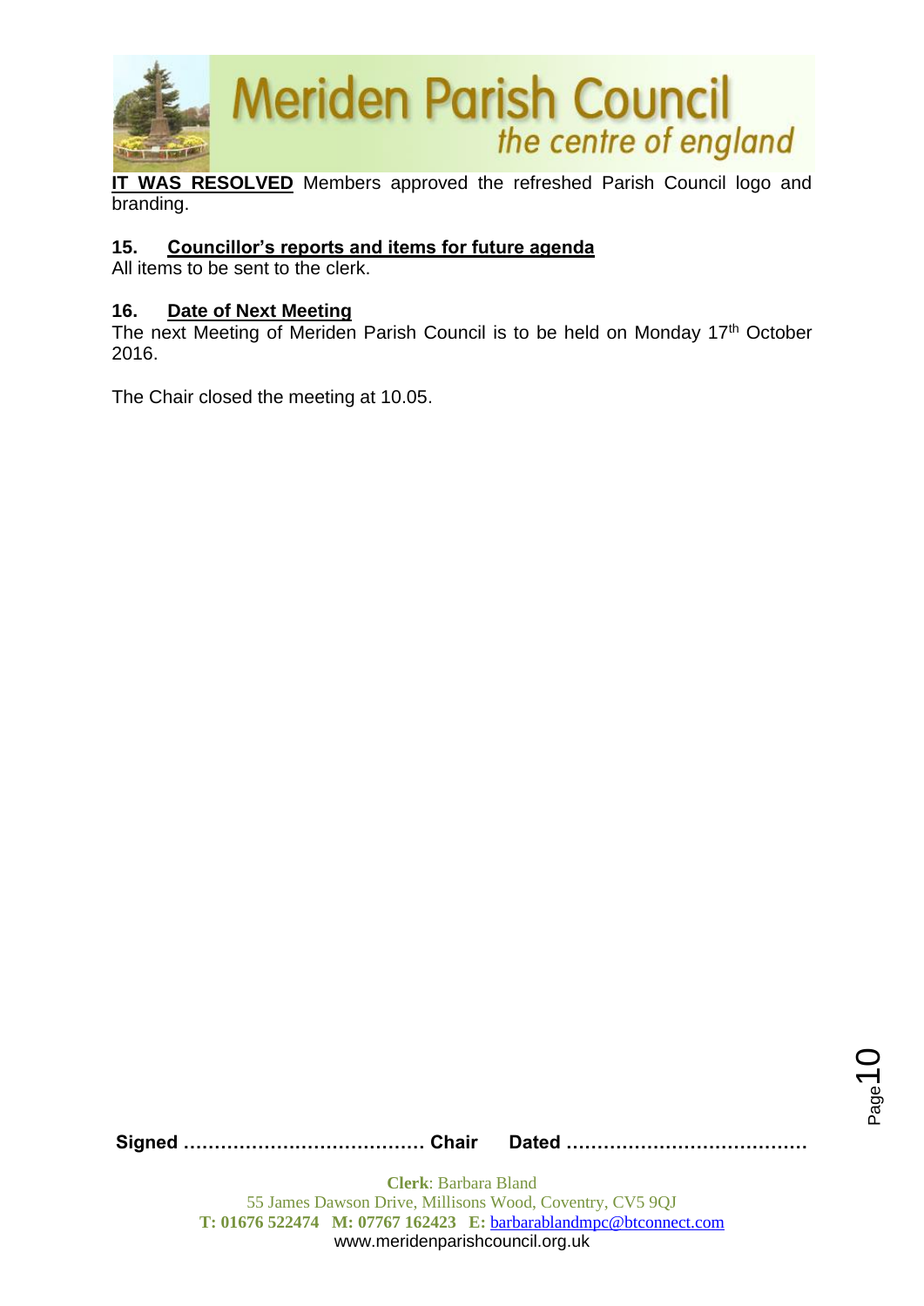**IT WAS RESOLVED** Members approved the refreshed Parish Council logo and branding.

### 15. Councillor's reports and items for future agenda

All items to be sent to the clerk.

### 16. Date of Next Meeting

The next Meeting of Meriden Parish Council is to be held on Monday 17th October 2016.

The Chair closed the meeting at 10.05.

**Signed ………………………………… Chair Dated …………………………………**

**Clerk**: Barbara Bland
55 James Dawson Drive, Millisons Wood, Coventry, CV5 9QJ
**T: 01676 522474 M: 07767 162423 E:** barbarablandmpc@btconnect.com
www.meridenparishcouncil.org.uk